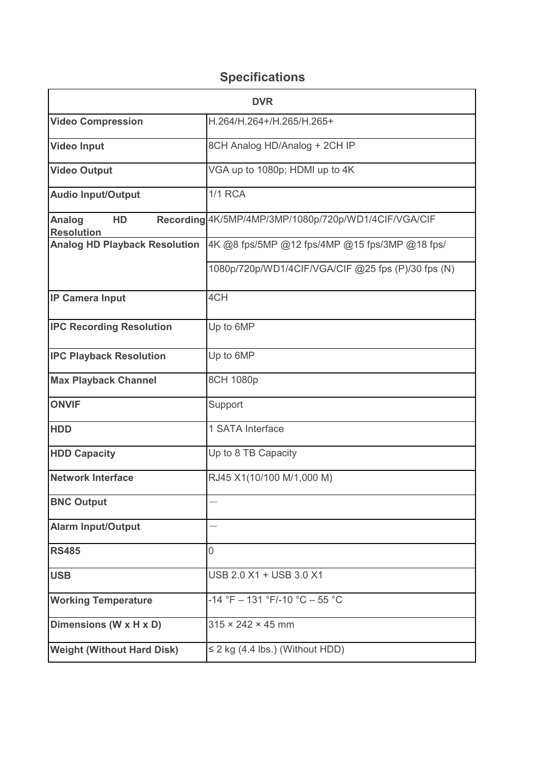## Specifications

| DVR | |
|---|---|
| **Video Compression** | H.264/H.264+/H.265/H.265+ |
| **Video Input** | 8CH Analog HD/Analog + 2CH IP |
| **Video Output** | VGA up to 1080p; HDMI up to 4K |
| **Audio Input/Output** | 1/1 RCA |
| **Analog HD Recording Resolution** | 4K/5MP/4MP/3MP/1080p/720p/WD1/4CIF/VGA/CIF |
| **Analog HD Playback Resolution** | 4K @8 fps/5MP @12 fps/4MP @15 fps/3MP @18 fps/ |
| | 1080p/720p/WD1/4CIF/VGA/CIF @25 fps (P)/30 fps (N) |
| **IP Camera Input** | 4CH |
| **IPC Recording Resolution** | Up to 6MP |
| **IPC Playback Resolution** | Up to 6MP |
| **Max Playback Channel** | 8CH 1080p |
| **ONVIF** | Support |
| **HDD** | 1 SATA Interface |
| **HDD Capacity** | Up to 8 TB Capacity |
| **Network Interface** | RJ45 X1(10/100 M/1,000 M) |
| **BNC Output** | — |
| **Alarm Input/Output** | — |
| **RS485** | 0 |
| **USB** | USB 2.0 X1 + USB 3.0 X1 |
| **Working Temperature** | -14 °F – 131 °F/-10 °C – 55 °C |
| **Dimensions (W x H x D)** | 315 × 242 × 45 mm |
| **Weight (Without Hard Disk)** | ≤ 2 kg (4.4 lbs.) (Without HDD) |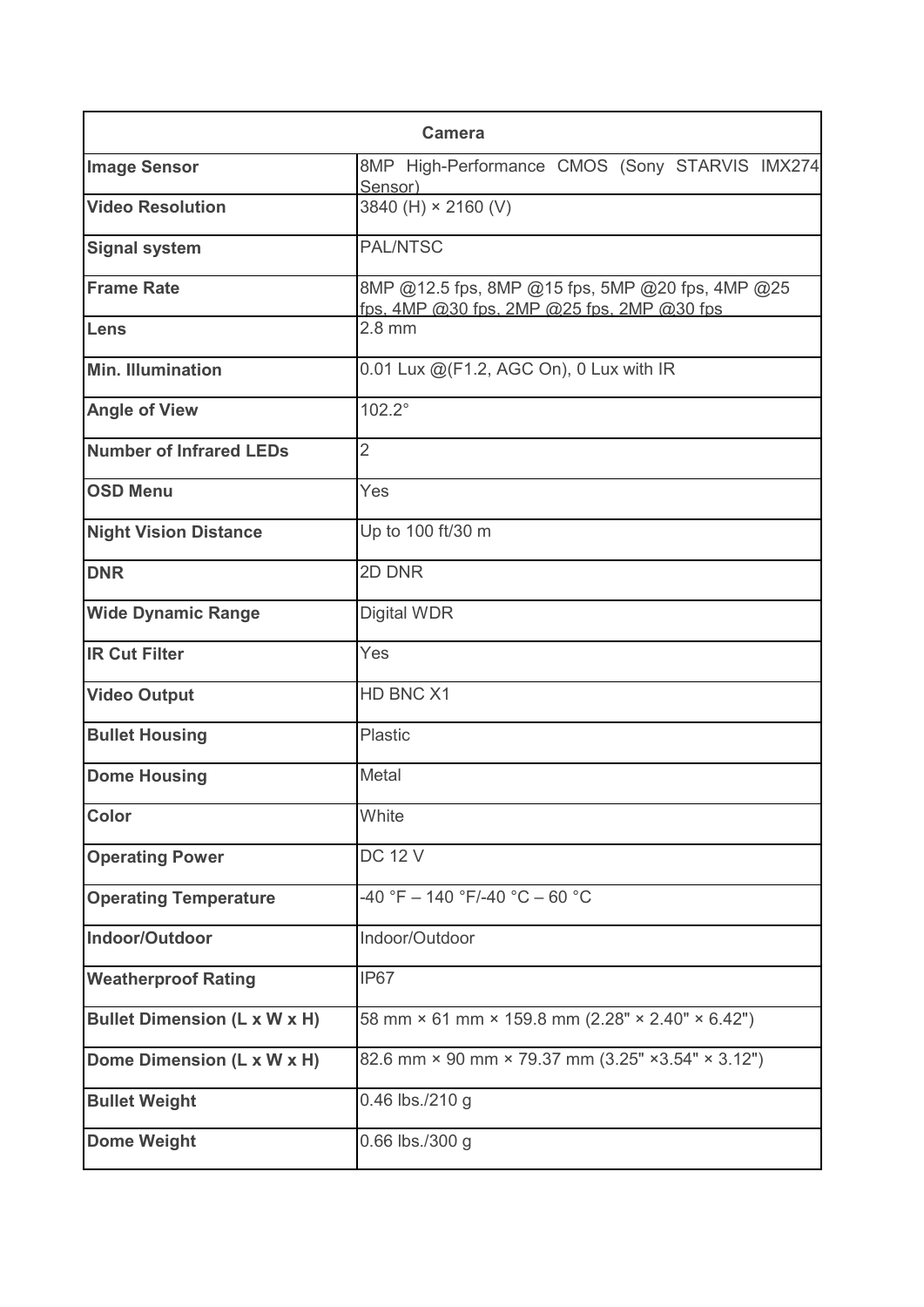| Camera | |
|---|---|
| **Image Sensor** | 8MP High-Performance CMOS (Sony STARVIS IMX274 Sensor) |
| **Video Resolution** | 3840 (H) × 2160 (V) |
| **Signal system** | PAL/NTSC |
| **Frame Rate** | 8MP @12.5 fps, 8MP @15 fps, 5MP @20 fps, 4MP @25 fps, 4MP @30 fps, 2MP @25 fps, 2MP @30 fps |
| **Lens** | 2.8 mm |
| **Min. Illumination** | 0.01 Lux @(F1.2, AGC On), 0 Lux with IR |
| **Angle of View** | 102.2° |
| **Number of Infrared LEDs** | 2 |
| **OSD Menu** | Yes |
| **Night Vision Distance** | Up to 100 ft/30 m |
| **DNR** | 2D DNR |
| **Wide Dynamic Range** | Digital WDR |
| **IR Cut Filter** | Yes |
| **Video Output** | HD BNC X1 |
| **Bullet Housing** | Plastic |
| **Dome Housing** | Metal |
| **Color** | White |
| **Operating Power** | DC 12 V |
| **Operating Temperature** | -40 °F – 140 °F/-40 °C – 60 °C |
| **Indoor/Outdoor** | Indoor/Outdoor |
| **Weatherproof Rating** | IP67 |
| **Bullet Dimension (L x W x H)** | 58 mm × 61 mm × 159.8 mm (2.28" × 2.40" × 6.42") |
| **Dome Dimension (L x W x H)** | 82.6 mm × 90 mm × 79.37 mm (3.25" ×3.54" × 3.12") |
| **Bullet Weight** | 0.46 lbs./210 g |
| **Dome Weight** | 0.66 lbs./300 g |